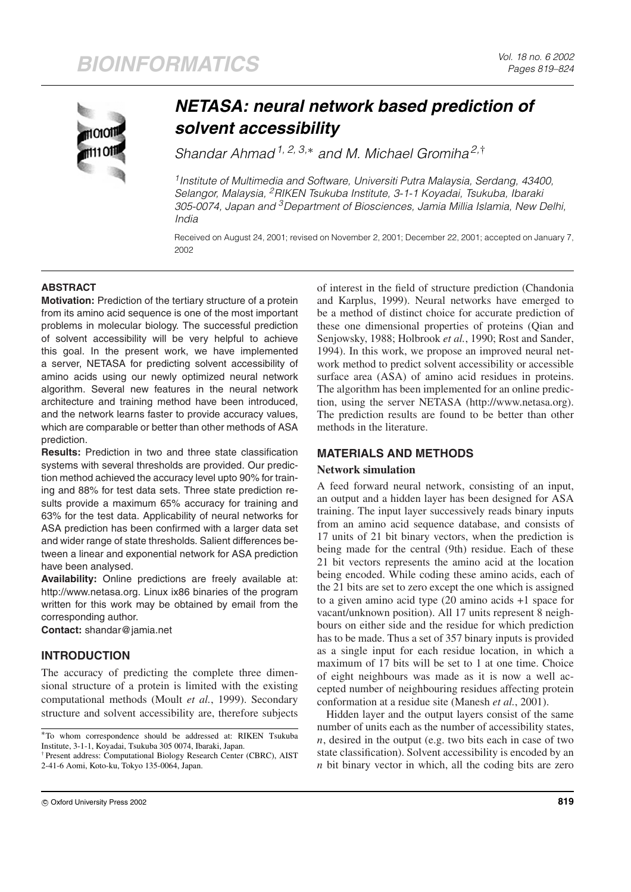# NETASA: neural network based prediction of solvent accessibility

*Shandar Ahmad*[1,2,3,*] *and M. Michael Gromiha*[2,†]

[1]*Institute of Multimedia and Software, Universiti Putra Malaysia, Serdang, 43400, Selangor, Malaysia,* [2]*RIKEN Tsukuba Institute, 3-1-1 Koyadai, Tsukuba, Ibaraki 305-0074, Japan and* [3]*Department of Biosciences, Jamia Millia Islamia, New Delhi, India*

Received on August 24, 2001; revised on November 2, 2001; December 22, 2001; accepted on January 7, 2002

## ABSTRACT

**Motivation:** Prediction of the tertiary structure of a protein from its amino acid sequence is one of the most important problems in molecular biology. The successful prediction of solvent accessibility will be very helpful to achieve this goal. In the present work, we have implemented a server, NETASA for predicting solvent accessibility of amino acids using our newly optimized neural network algorithm. Several new features in the neural network architecture and training method have been introduced, and the network learns faster to provide accuracy values, which are comparable or better than other methods of ASA prediction.

**Results:** Prediction in two and three state classification systems with several thresholds are provided. Our prediction method achieved the accuracy level upto 90% for training and 88% for test data sets. Three state prediction results provide a maximum 65% accuracy for training and 63% for the test data. Applicability of neural networks for ASA prediction has been confirmed with a larger data set and wider range of state thresholds. Salient differences between a linear and exponential network for ASA prediction have been analysed.

**Availability:** Online predictions are freely available at: http://www.netasa.org. Linux ix86 binaries of the program written for this work may be obtained by email from the corresponding author.

**Contact:** shandar@jamia.net

## INTRODUCTION

The accuracy of predicting the complete three dimensional structure of a protein is limited with the existing computational methods (Moult *et al.*, 1999). Secondary structure and solvent accessibility are, therefore subjects of interest in the field of structure prediction (Chandonia and Karplus, 1999). Neural networks have emerged to be a method of distinct choice for accurate prediction of these one dimensional properties of proteins (Qian and Senjowsky, 1988; Holbrook *et al.*, 1990; Rost and Sander, 1994). In this work, we propose an improved neural network method to predict solvent accessibility or accessible surface area (ASA) of amino acid residues in proteins. The algorithm has been implemented for an online prediction, using the server NETASA (http://www.netasa.org). The prediction results are found to be better than other methods in the literature.

## MATERIALS AND METHODS

### Network simulation

A feed forward neural network, consisting of an input, an output and a hidden layer has been designed for ASA training. The input layer successively reads binary inputs from an amino acid sequence database, and consists of 17 units of 21 bit binary vectors, when the prediction is being made for the central (9th) residue. Each of these 21 bit vectors represents the amino acid at the location being encoded. While coding these amino acids, each of the 21 bits are set to zero except the one which is assigned to a given amino acid type (20 amino acids +1 space for vacant/unknown position). All 17 units represent 8 neighbours on either side and the residue for which prediction has to be made. Thus a set of 357 binary inputs is provided as a single input for each residue location, in which a maximum of 17 bits will be set to 1 at one time. Choice of eight neighbours was made as it is now a well accepted number of neighbouring residues affecting protein conformation at a residue site (Manesh *et al.*, 2001).

Hidden layer and the output layers consist of the same number of units each as the number of accessibility states, $n$, desired in the output (e.g. two bits each in case of two state classification). Solvent accessibility is encoded by an $n$ bit binary vector in which, all the coding bits are zero

*To whom correspondence should be addressed at: RIKEN Tsukuba Institute, 3-1-1, Koyadai, Tsukuba 305 0074, Ibaraki, Japan.

† Present address: Computational Biology Research Center (CBRC), AIST 2-41-6 Aomi, Koto-ku, Tokyo 135-0064, Japan.

© Oxford University Press 2002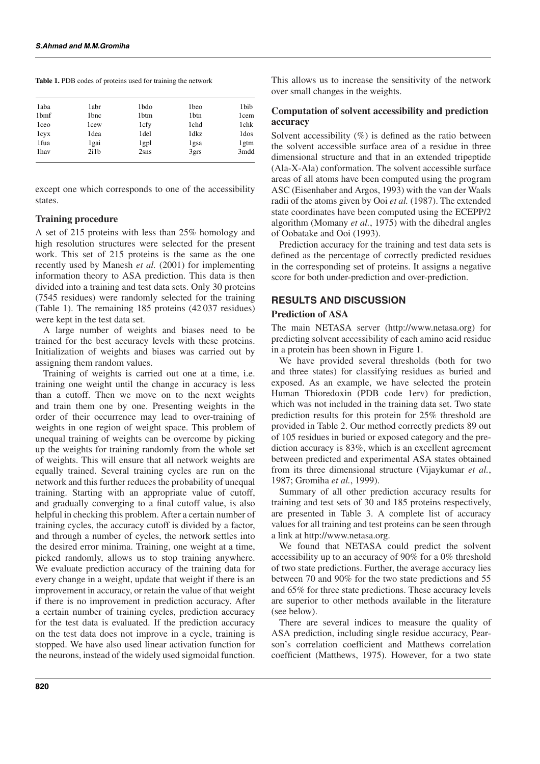**Table 1.** PDB codes of proteins used for training the network

| | | | | |
|---|---|---|---|---|
| 1aba | 1abr | 1bdo | 1beo | 1bib |
| 1bmf | 1bnc | 1btm | 1btn | 1cem |
| 1ceo | 1cew | 1cfy | 1chd | 1chk |
| 1cyx | 1dea | 1del | 1dkz | 1dos |
| 1fua | 1gai | 1gpl | 1gsa | 1gtm |
| 1hav | 2i1b | 2sns | 3grs | 3mdd |

except one which corresponds to one of the accessibility states.

### Training procedure

A set of 215 proteins with less than 25% homology and high resolution structures were selected for the present work. This set of 215 proteins is the same as the one recently used by Manesh *et al.* (2001) for implementing information theory to ASA prediction. This data is then divided into a training and test data sets. Only 30 proteins (7545 residues) were randomly selected for the training (Table 1). The remaining 185 proteins (42 037 residues) were kept in the test data set.

A large number of weights and biases need to be trained for the best accuracy levels with these proteins. Initialization of weights and biases was carried out by assigning them random values.

Training of weights is carried out one at a time, i.e. training one weight until the change in accuracy is less than a cutoff. Then we move on to the next weights and train them one by one. Presenting weights in the order of their occurrence may lead to over-training of weights in one region of weight space. This problem of unequal training of weights can be overcome by picking up the weights for training randomly from the whole set of weights. This will ensure that all network weights are equally trained. Several training cycles are run on the network and this further reduces the probability of unequal training. Starting with an appropriate value of cutoff, and gradually converging to a final cutoff value, is also helpful in checking this problem. After a certain number of training cycles, the accuracy cutoff is divided by a factor, and through a number of cycles, the network settles into the desired error minima. Training, one weight at a time, picked randomly, allows us to stop training anywhere. We evaluate prediction accuracy of the training data for every change in a weight, update that weight if there is an improvement in accuracy, or retain the value of that weight if there is no improvement in prediction accuracy. After a certain number of training cycles, prediction accuracy for the test data is evaluated. If the prediction accuracy on the test data does not improve in a cycle, training is stopped. We have also used linear activation function for the neurons, instead of the widely used sigmoidal function. This allows us to increase the sensitivity of the network over small changes in the weights.

### Computation of solvent accessibility and prediction accuracy

Solvent accessibility (%) is defined as the ratio between the solvent accessible surface area of a residue in three dimensional structure and that in an extended tripeptide (Ala-X-Ala) conformation. The solvent accessible surface areas of all atoms have been computed using the program ASC (Eisenhaber and Argos, 1993) with the van der Waals radii of the atoms given by Ooi *et al.* (1987). The extended state coordinates have been computed using the ECEPP/2 algorithm (Momany *et al.*, 1975) with the dihedral angles of Oobatake and Ooi (1993).

Prediction accuracy for the training and test data sets is defined as the percentage of correctly predicted residues in the corresponding set of proteins. It assigns a negative score for both under-prediction and over-prediction.

## RESULTS AND DISCUSSION

### Prediction of ASA

The main NETASA server (http://www.netasa.org) for predicting solvent accessibility of each amino acid residue in a protein has been shown in Figure 1.

We have provided several thresholds (both for two and three states) for classifying residues as buried and exposed. As an example, we have selected the protein Human Thioredoxin (PDB code 1erv) for prediction, which was not included in the training data set. Two state prediction results for this protein for 25% threshold are provided in Table 2. Our method correctly predicts 89 out of 105 residues in buried or exposed category and the prediction accuracy is 83%, which is an excellent agreement between predicted and experimental ASA states obtained from its three dimensional structure (Vijaykumar *et al.*, 1987; Gromiha *et al.*, 1999).

Summary of all other prediction accuracy results for training and test sets of 30 and 185 proteins respectively, are presented in Table 3. A complete list of accuracy values for all training and test proteins can be seen through a link at http://www.netasa.org.

We found that NETASA could predict the solvent accessibility up to an accuracy of 90% for a 0% threshold of two state predictions. Further, the average accuracy lies between 70 and 90% for the two state predictions and 55 and 65% for three state predictions. These accuracy levels are superior to other methods available in the literature (see below).

There are several indices to measure the quality of ASA prediction, including single residue accuracy, Pearson's correlation coefficient and Matthews correlation coefficient (Matthews, 1975). However, for a two state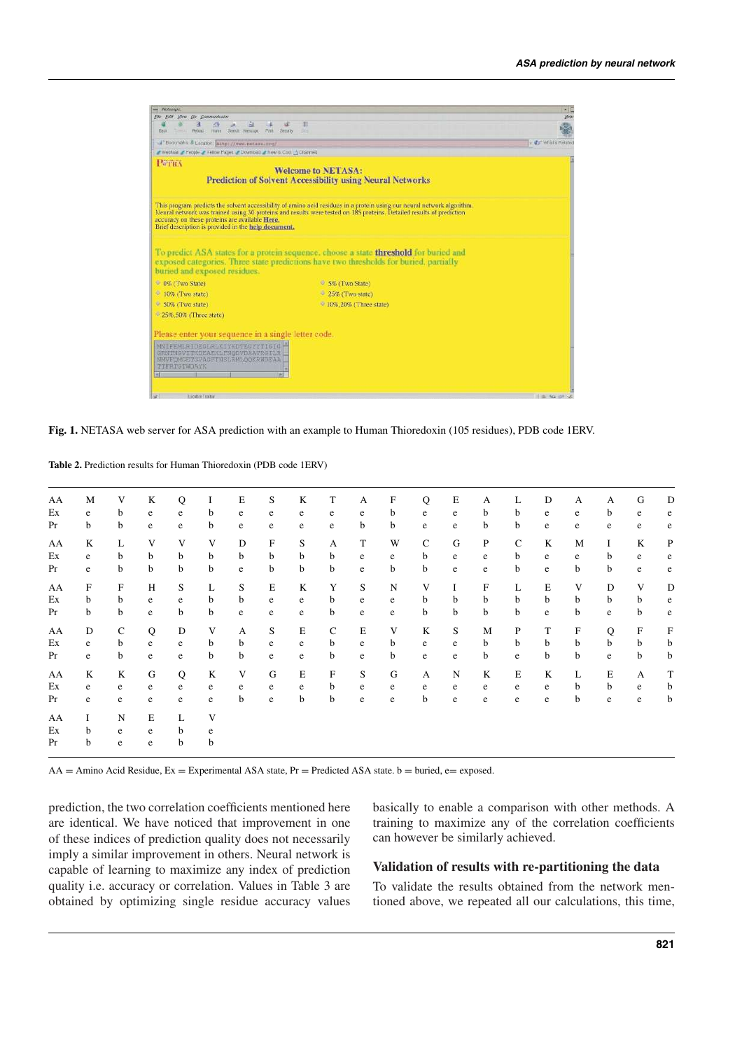**Fig. 1.** NETASA web server for ASA prediction with an example to Human Thioredoxin (105 residues), PDB code 1ERV.

**Table 2.** Prediction results for Human Thioredoxin (PDB code 1ERV)

| AA | M | V | K | Q | I | E | S | K | T | A | F | Q | E | A | L | D | A | A | G | D |
|---|---|---|---|---|---|---|---|---|---|---|---|---|---|---|---|---|---|---|---|---|
| Ex | e | b | e | e | b | e | e | e | e | e | b | e | e | b | b | e | e | b | e | e |
| Pr | b | b | e | e | b | e | e | e | e | b | b | e | e | b | b | e | e | e | e | e |
| AA | K | L | V | V | V | D | F | S | A | T | W | C | G | P | C | K | M | I | K | P |
| Ex | e | b | b | b | b | b | b | b | b | e | e | b | e | e | b | e | e | b | e | e |
| Pr | e | b | b | b | b | e | b | b | b | e | b | b | e | e | b | e | b | b | e | e |
| AA | F | F | H | S | L | S | E | K | Y | S | N | V | I | F | L | E | V | D | V | D |
| Ex | b | b | e | e | b | b | e | e | b | e | e | b | b | b | b | b | b | b | b | e |
| Pr | b | b | e | b | b | b | e | e | b | e | e | b | b | b | b | e | b | e | b | e |
| AA | D | C | Q | D | V | A | S | E | C | E | V | K | S | M | P | T | F | Q | F | F |
| Ex | e | b | e | e | b | b | e | e | b | e | b | e | e | b | b | b | b | b | b | b |
| Pr | e | b | e | e | b | b | e | e | b | e | b | e | e | b | e | b | b | e | b | b |
| AA | K | K | G | Q | K | V | G | E | F | S | G | A | N | K | E | K | L | E | A | T |
| Ex | e | e | e | e | e | e | e | e | b | e | e | e | e | e | e | e | b | b | e | b |
| Pr | e | e | e | e | e | b | e | b | b | e | e | b | e | e | e | e | b | e | e | b |
| AA | I | N | E | L | V | | | | | | | | | | | | | | | |
| Ex | b | e | e | b | e | | | | | | | | | | | | | | | |
| Pr | b | e | e | b | b | | | | | | | | | | | | | | | |

AA = Amino Acid Residue, Ex = Experimental ASA state, Pr = Predicted ASA state. b = buried, e= exposed.

prediction, the two correlation coefficients mentioned here are identical. We have noticed that improvement in one of these indices of prediction quality does not necessarily imply a similar improvement in others. Neural network is capable of learning to maximize any index of prediction quality i.e. accuracy or correlation. Values in Table 3 are obtained by optimizing single residue accuracy values basically to enable a comparison with other methods. A training to maximize any of the correlation coefficients can however be similarly achieved.

### Validation of results with re-partitioning the data

To validate the results obtained from the network mentioned above, we repeated all our calculations, this time,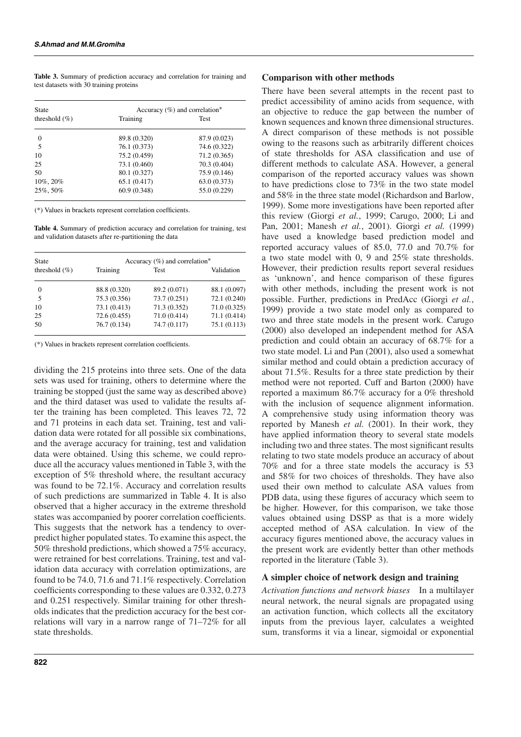**Table 3.** Summary of prediction accuracy and correlation for training and test datasets with 30 training proteins

| State threshold (%) | Accuracy (%) and correlation* | |
|---|---|---|
| | Training | Test |
| 0 | 89.8 (0.320) | 87.9 (0.023) |
| 5 | 76.1 (0.373) | 74.6 (0.322) |
| 10 | 75.2 (0.459) | 71.2 (0.365) |
| 25 | 73.1 (0.460) | 70.3 (0.404) |
| 50 | 80.1 (0.327) | 75.9 (0.146) |
| 10%, 20% | 65.1 (0.417) | 63.0 (0.373) |
| 25%, 50% | 60.9 (0.348) | 55.0 (0.229) |

(*) Values in brackets represent correlation coefficients.

**Table 4.** Summary of prediction accuracy and correlation for training, test and validation datasets after re-partitioning the data

| State threshold (%) | Accuracy (%) and correlation* | | |
|---|---|---|---|
| | Training | Test | Validation |
| 0 | 88.8 (0.320) | 89.2 (0.071) | 88.1 (0.097) |
| 5 | 75.3 (0.356) | 73.7 (0.251) | 72.1 (0.240) |
| 10 | 73.1 (0.413) | 71.3 (0.352) | 71.0 (0.325) |
| 25 | 72.6 (0.455) | 71.0 (0.414) | 71.1 (0.414) |
| 50 | 76.7 (0.134) | 74.7 (0.117) | 75.1 (0.113) |

(*) Values in brackets represent correlation coefficients.

dividing the 215 proteins into three sets. One of the data sets was used for training, others to determine where the training be stopped (just the same way as described above) and the third dataset was used to validate the results after the training has been completed. This leaves 72, 72 and 71 proteins in each data set. Training, test and validation data were rotated for all possible six combinations, and the average accuracy for training, test and validation data were obtained. Using this scheme, we could reproduce all the accuracy values mentioned in Table 3, with the exception of 5% threshold where, the resultant accuracy was found to be 72.1%. Accuracy and correlation results of such predictions are summarized in Table 4. It is also observed that a higher accuracy in the extreme threshold states was accompanied by poorer correlation coefficients. This suggests that the network has a tendency to overpredict higher populated states. To examine this aspect, the 50% threshold predictions, which showed a 75% accuracy, were retrained for best correlations. Training, test and validation data accuracy with correlation optimizations, are found to be 74.0, 71.6 and 71.1% respectively. Correlation coefficients corresponding to these values are 0.332, 0.273 and 0.251 respectively. Similar training for other thresholds indicates that the prediction accuracy for the best correlations will vary in a narrow range of 71–72% for all state thresholds.

## Comparison with other methods

There have been several attempts in the recent past to predict accessibility of amino acids from sequence, with an objective to reduce the gap between the number of known sequences and known three dimensional structures. A direct comparison of these methods is not possible owing to the reasons such as arbitrarily different choices of state thresholds for ASA classification and use of different methods to calculate ASA. However, a general comparison of the reported accuracy values was shown to have predictions close to 73% in the two state model and 58% in the three state model (Richardson and Barlow, 1999). Some more investigations have been reported after this review (Giorgi *et al.*, 1999; Carugo, 2000; Li and Pan, 2001; Manesh *et al.*, 2001). Giorgi *et al.* (1999) have used a knowledge based prediction model and reported accuracy values of 85.0, 77.0 and 70.7% for a two state model with 0, 9 and 25% state thresholds. However, their prediction results report several residues as 'unknown', and hence comparison of these figures with other methods, including the present work is not possible. Further, predictions in PredAcc (Giorgi *et al.*, 1999) provide a two state model only as compared to two and three state models in the present work. Carugo (2000) also developed an independent method for ASA prediction and could obtain an accuracy of 68.7% for a two state model. Li and Pan (2001), also used a somewhat similar method and could obtain a prediction accuracy of about 71.5%. Results for a three state prediction by their method were not reported. Cuff and Barton (2000) have reported a maximum 86.7% accuracy for a 0% threshold with the inclusion of sequence alignment information. A comprehensive study using information theory was reported by Manesh *et al.* (2001). In their work, they have applied information theory to several state models including two and three states. The most significant results relating to two state models produce an accuracy of about 70% and for a three state models the accuracy is 53 and 58% for two choices of thresholds. They have also used their own method to calculate ASA values from PDB data, using these figures of accuracy which seem to be higher. However, for this comparison, we take those values obtained using DSSP as that is a more widely accepted method of ASA calculation. In view of the accuracy figures mentioned above, the accuracy values in the present work are evidently better than other methods reported in the literature (Table 3).

## A simpler choice of network design and training

*Activation functions and network biases* In a multilayer neural network, the neural signals are propagated using an activation function, which collects all the excitatory inputs from the previous layer, calculates a weighted sum, transforms it via a linear, sigmoidal or exponential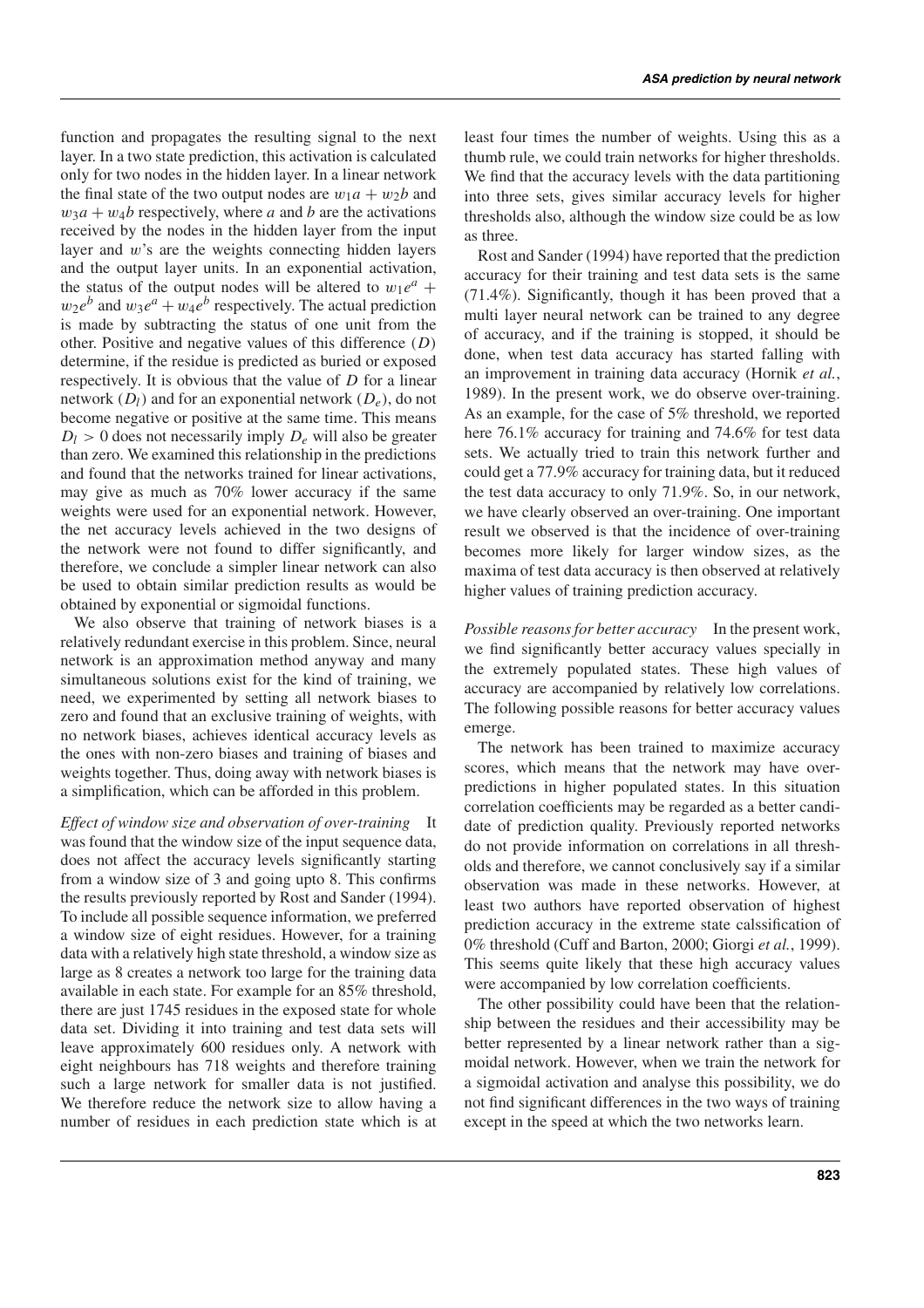function and propagates the resulting signal to the next layer. In a two state prediction, this activation is calculated only for two nodes in the hidden layer. In a linear network the final state of the two output nodes are $w_1a + w_2b$ and $w_3a + w_4b$ respectively, where $a$ and $b$ are the activations received by the nodes in the hidden layer from the input layer and $w$'s are the weights connecting hidden layers and the output layer units. In an exponential activation, the status of the output nodes will be altered to $w_1e^a + w_2e^b$ and $w_3e^a + w_4e^b$ respectively. The actual prediction is made by subtracting the status of one unit from the other. Positive and negative values of this difference ($D$) determine, if the residue is predicted as buried or exposed respectively. It is obvious that the value of $D$ for a linear network ($D_l$) and for an exponential network ($D_e$), do not become negative or positive at the same time. This means $D_l > 0$ does not necessarily imply $D_e$ will also be greater than zero. We examined this relationship in the predictions and found that the networks trained for linear activations, may give as much as 70% lower accuracy if the same weights were used for an exponential network. However, the net accuracy levels achieved in the two designs of the network were not found to differ significantly, and therefore, we conclude a simpler linear network can also be used to obtain similar prediction results as would be obtained by exponential or sigmoidal functions.

We also observe that training of network biases is a relatively redundant exercise in this problem. Since, neural network is an approximation method anyway and many simultaneous solutions exist for the kind of training, we need, we experimented by setting all network biases to zero and found that an exclusive training of weights, with no network biases, achieves identical accuracy levels as the ones with non-zero biases and training of biases and weights together. Thus, doing away with network biases is a simplification, which can be afforded in this problem.

*Effect of window size and observation of over-training* It was found that the window size of the input sequence data, does not affect the accuracy levels significantly starting from a window size of 3 and going upto 8. This confirms the results previously reported by Rost and Sander (1994). To include all possible sequence information, we preferred a window size of eight residues. However, for a training data with a relatively high state threshold, a window size as large as 8 creates a network too large for the training data available in each state. For example for an 85% threshold, there are just 1745 residues in the exposed state for whole data set. Dividing it into training and test data sets will leave approximately 600 residues only. A network with eight neighbours has 718 weights and therefore training such a large network for smaller data is not justified. We therefore reduce the network size to allow having a number of residues in each prediction state which is at least four times the number of weights. Using this as a thumb rule, we could train networks for higher thresholds. We find that the accuracy levels with the data partitioning into three sets, gives similar accuracy levels for higher thresholds also, although the window size could be as low as three.

Rost and Sander (1994) have reported that the prediction accuracy for their training and test data sets is the same (71.4%). Significantly, though it has been proved that a multi layer neural network can be trained to any degree of accuracy, and if the training is stopped, it should be done, when test data accuracy has started falling with an improvement in training data accuracy (Hornik *et al.*, 1989). In the present work, we do observe over-training. As an example, for the case of 5% threshold, we reported here 76.1% accuracy for training and 74.6% for test data sets. We actually tried to train this network further and could get a 77.9% accuracy for training data, but it reduced the test data accuracy to only 71.9%. So, in our network, we have clearly observed an over-training. One important result we observed is that the incidence of over-training becomes more likely for larger window sizes, as the maxima of test data accuracy is then observed at relatively higher values of training prediction accuracy.

*Possible reasons for better accuracy* In the present work, we find significantly better accuracy values specially in the extremely populated states. These high values of accuracy are accompanied by relatively low correlations. The following possible reasons for better accuracy values emerge.

The network has been trained to maximize accuracy scores, which means that the network may have over-predictions in higher populated states. In this situation correlation coefficients may be regarded as a better candidate of prediction quality. Previously reported networks do not provide information on correlations in all thresholds and therefore, we cannot conclusively say if a similar observation was made in these networks. However, at least two authors have reported observation of highest prediction accuracy in the extreme state calssification of 0% threshold (Cuff and Barton, 2000; Giorgi *et al.*, 1999). This seems quite likely that these high accuracy values were accompanied by low correlation coefficients.

The other possibility could have been that the relationship between the residues and their accessibility may be better represented by a linear network rather than a sigmoidal network. However, when we train the network for a sigmoidal activation and analyse this possibility, we do not find significant differences in the two ways of training except in the speed at which the two networks learn.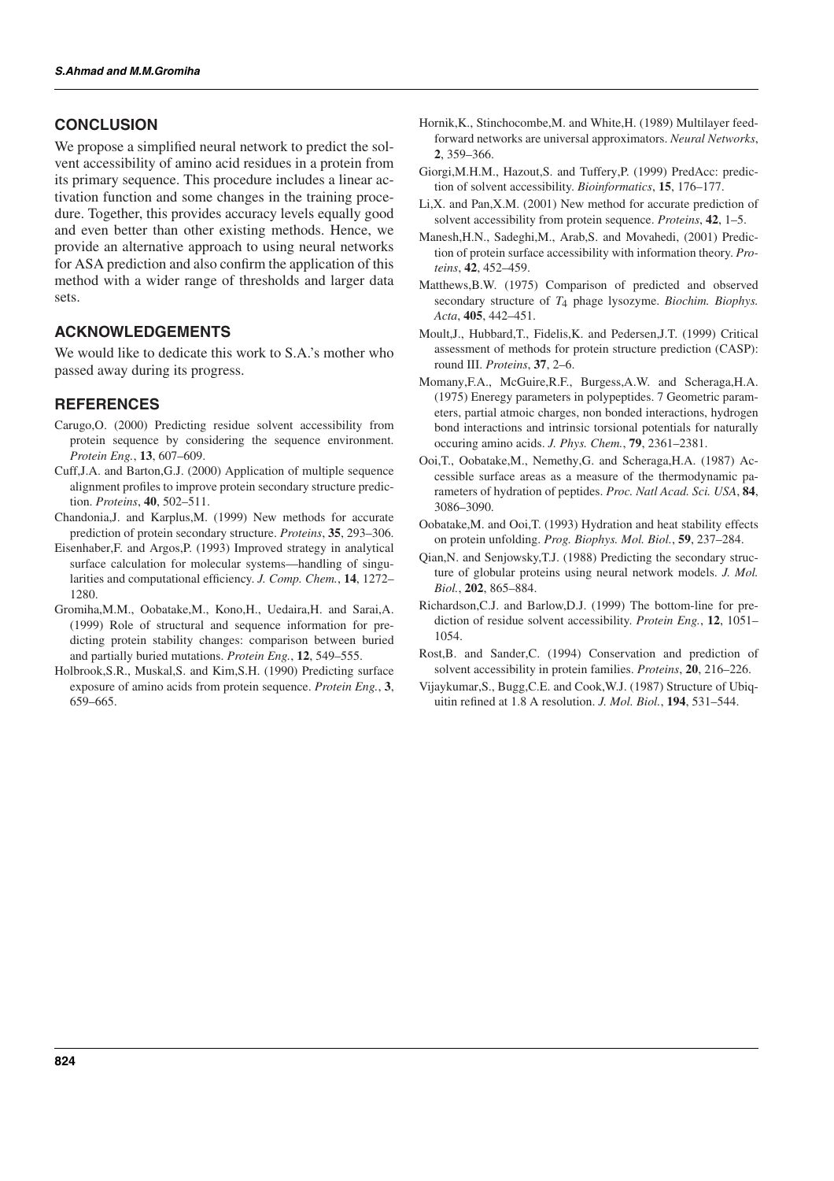## CONCLUSION

We propose a simplified neural network to predict the solvent accessibility of amino acid residues in a protein from its primary sequence. This procedure includes a linear activation function and some changes in the training procedure. Together, this provides accuracy levels equally good and even better than other existing methods. Hence, we provide an alternative approach to using neural networks for ASA prediction and also confirm the application of this method with a wider range of thresholds and larger data sets.

## ACKNOWLEDGEMENTS

We would like to dedicate this work to S.A.'s mother who passed away during its progress.

## REFERENCES

Carugo,O. (2000) Predicting residue solvent accessibility from protein sequence by considering the sequence environment. *Protein Eng.*, **13**, 607–609.

Cuff,J.A. and Barton,G.J. (2000) Application of multiple sequence alignment profiles to improve protein secondary structure prediction. *Proteins*, **40**, 502–511.

Chandonia,J. and Karplus,M. (1999) New methods for accurate prediction of protein secondary structure. *Proteins*, **35**, 293–306.

Eisenhaber,F. and Argos,P. (1993) Improved strategy in analytical surface calculation for molecular systems—handling of singularities and computational efficiency. *J. Comp. Chem.*, **14**, 1272–1280.

Gromiha,M.M., Oobatake,M., Kono,H., Uedaira,H. and Sarai,A. (1999) Role of structural and sequence information for predicting protein stability changes: comparison between buried and partially buried mutations. *Protein Eng.*, **12**, 549–555.

Holbrook,S.R., Muskal,S. and Kim,S.H. (1990) Predicting surface exposure of amino acids from protein sequence. *Protein Eng.*, **3**, 659–665.

Hornik,K., Stinchocombe,M. and White,H. (1989) Multilayer feedforward networks are universal approximators. *Neural Networks*, **2**, 359–366.

Giorgi,M.H.M., Hazout,S. and Tuffery,P. (1999) PredAcc: prediction of solvent accessibility. *Bioinformatics*, **15**, 176–177.

Li,X. and Pan,X.M. (2001) New method for accurate prediction of solvent accessibility from protein sequence. *Proteins*, **42**, 1–5.

Manesh,H.N., Sadeghi,M., Arab,S. and Movahedi, (2001) Prediction of protein surface accessibility with information theory. *Proteins*, **42**, 452–459.

Matthews,B.W. (1975) Comparison of predicted and observed secondary structure of $T_4$ phage lysozyme. *Biochim. Biophys. Acta*, **405**, 442–451.

Moult,J., Hubbard,T., Fidelis,K. and Pedersen,J.T. (1999) Critical assessment of methods for protein structure prediction (CASP): round III. *Proteins*, **37**, 2–6.

Momany,F.A., McGuire,R.F., Burgess,A.W. and Scheraga,H.A. (1975) Eneregy parameters in polypeptides. 7 Geometric parameters, partial atmoic charges, non bonded interactions, hydrogen bond interactions and intrinsic torsional potentials for naturally occuring amino acids. *J. Phys. Chem.*, **79**, 2361–2381.

Ooi,T., Oobatake,M., Nemethy,G. and Scheraga,H.A. (1987) Accessible surface areas as a measure of the thermodynamic parameters of hydration of peptides. *Proc. Natl Acad. Sci. USA*, **84**, 3086–3090.

Oobatake,M. and Ooi,T. (1993) Hydration and heat stability effects on protein unfolding. *Prog. Biophys. Mol. Biol.*, **59**, 237–284.

Qian,N. and Senjowsky,T.J. (1988) Predicting the secondary structure of globular proteins using neural network models. *J. Mol. Biol.*, **202**, 865–884.

Richardson,C.J. and Barlow,D.J. (1999) The bottom-line for prediction of residue solvent accessibility. *Protein Eng.*, **12**, 1051–1054.

Rost,B. and Sander,C. (1994) Conservation and prediction of solvent accessibility in protein families. *Proteins*, **20**, 216–226.

Vijaykumar,S., Bugg,C.E. and Cook,W.J. (1987) Structure of Ubiquitin refined at 1.8 A resolution. *J. Mol. Biol.*, **194**, 531–544.